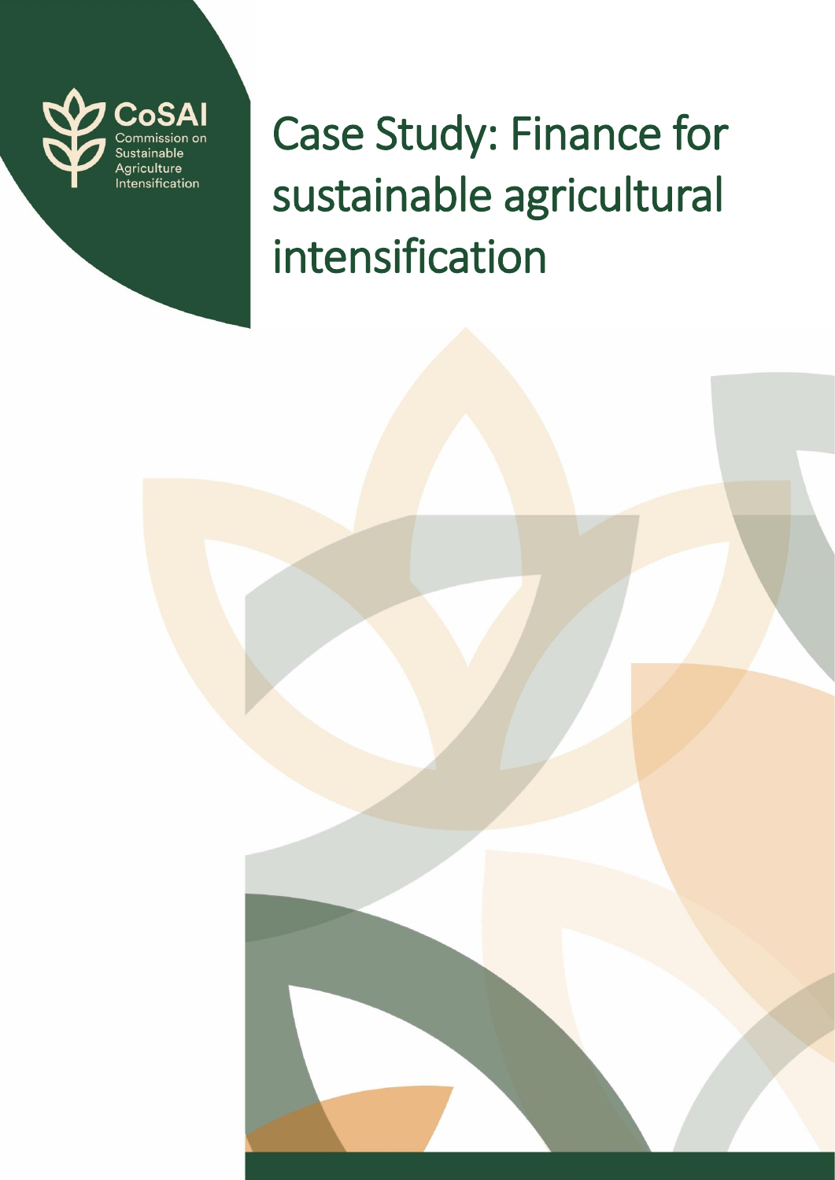CoSAI
Commission on Sustainable Agriculture Intensification

# Case Study: Finance for sustainable agricultural intensification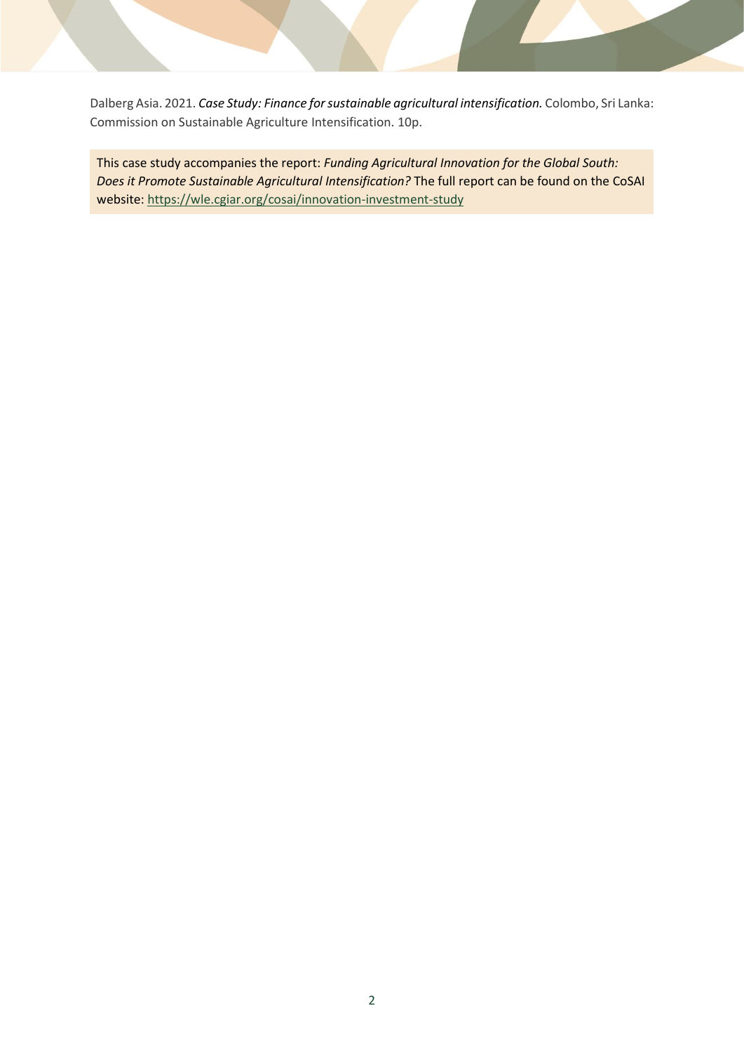Dalberg Asia. 2021. ***Case Study: Finance for sustainable agricultural intensification.*** Colombo, Sri Lanka: Commission on Sustainable Agriculture Intensification. 10p.

This case study accompanies the report: *Funding Agricultural Innovation for the Global South: Does it Promote Sustainable Agricultural Intensification?* The full report can be found on the CoSAI website: https://wle.cgiar.org/cosai/innovation-investment-study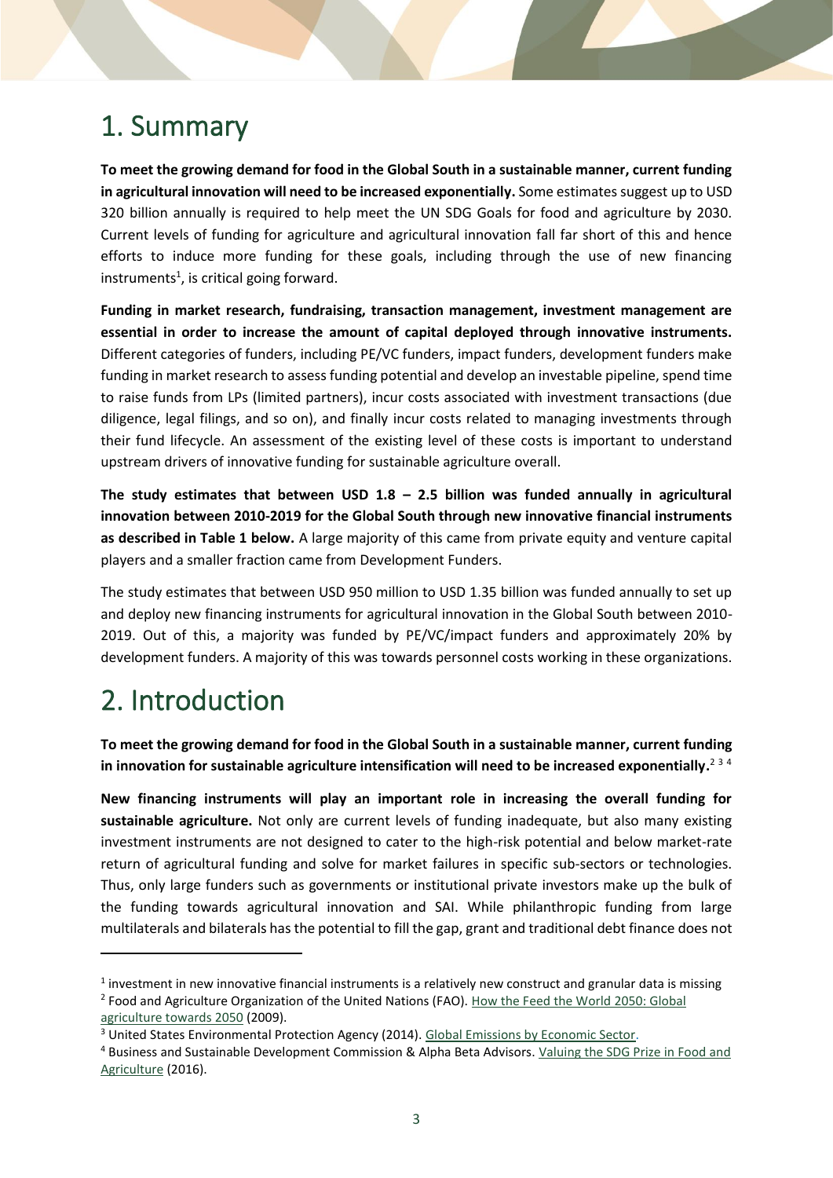# 1. Summary

**To meet the growing demand for food in the Global South in a sustainable manner, current funding in agricultural innovation will need to be increased exponentially.** Some estimates suggest up to USD 320 billion annually is required to help meet the UN SDG Goals for food and agriculture by 2030. Current levels of funding for agriculture and agricultural innovation fall far short of this and hence efforts to induce more funding for these goals, including through the use of new financing instruments[1], is critical going forward.

**Funding in market research, fundraising, transaction management, investment management are essential in order to increase the amount of capital deployed through innovative instruments.** Different categories of funders, including PE/VC funders, impact funders, development funders make funding in market research to assess funding potential and develop an investable pipeline, spend time to raise funds from LPs (limited partners), incur costs associated with investment transactions (due diligence, legal filings, and so on), and finally incur costs related to managing investments through their fund lifecycle. An assessment of the existing level of these costs is important to understand upstream drivers of innovative funding for sustainable agriculture overall.

**The study estimates that between USD 1.8 – 2.5 billion was funded annually in agricultural innovation between 2010-2019 for the Global South through new innovative financial instruments as described in Table 1 below.** A large majority of this came from private equity and venture capital players and a smaller fraction came from Development Funders.

The study estimates that between USD 950 million to USD 1.35 billion was funded annually to set up and deploy new financing instruments for agricultural innovation in the Global South between 2010-2019. Out of this, a majority was funded by PE/VC/impact funders and approximately 20% by development funders. A majority of this was towards personnel costs working in these organizations.

# 2. Introduction

**To meet the growing demand for food in the Global South in a sustainable manner, current funding in innovation for sustainable agriculture intensification will need to be increased exponentially.**[2 3 4]

**New financing instruments will play an important role in increasing the overall funding for sustainable agriculture.** Not only are current levels of funding inadequate, but also many existing investment instruments are not designed to cater to the high-risk potential and below market-rate return of agricultural funding and solve for market failures in specific sub-sectors or technologies. Thus, only large funders such as governments or institutional private investors make up the bulk of the funding towards agricultural innovation and SAI. While philanthropic funding from large multilaterals and bilaterals has the potential to fill the gap, grant and traditional debt finance does not

---

[1] investment in new innovative financial instruments is a relatively new construct and granular data is missing

[2] Food and Agriculture Organization of the United Nations (FAO). How the Feed the World 2050: Global agriculture towards 2050 (2009).

[3] United States Environmental Protection Agency (2014). Global Emissions by Economic Sector.

[4] Business and Sustainable Development Commission & Alpha Beta Advisors. Valuing the SDG Prize in Food and Agriculture (2016).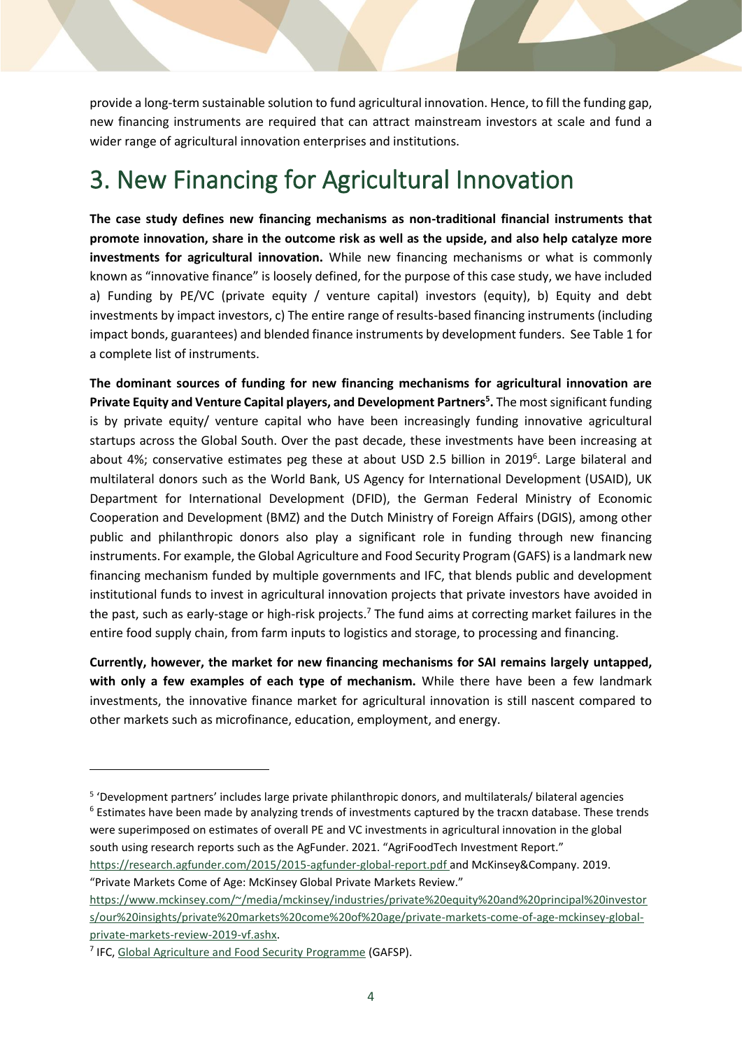provide a long-term sustainable solution to fund agricultural innovation. Hence, to fill the funding gap, new financing instruments are required that can attract mainstream investors at scale and fund a wider range of agricultural innovation enterprises and institutions.

# 3. New Financing for Agricultural Innovation

**The case study defines new financing mechanisms as non-traditional financial instruments that promote innovation, share in the outcome risk as well as the upside, and also help catalyze more investments for agricultural innovation.** While new financing mechanisms or what is commonly known as "innovative finance" is loosely defined, for the purpose of this case study, we have included a) Funding by PE/VC (private equity / venture capital) investors (equity), b) Equity and debt investments by impact investors, c) The entire range of results-based financing instruments (including impact bonds, guarantees) and blended finance instruments by development funders. See Table 1 for a complete list of instruments.

**The dominant sources of funding for new financing mechanisms for agricultural innovation are Private Equity and Venture Capital players, and Development Partners[5].** The most significant funding is by private equity/ venture capital who have been increasingly funding innovative agricultural startups across the Global South. Over the past decade, these investments have been increasing at about 4%; conservative estimates peg these at about USD 2.5 billion in 2019[6]. Large bilateral and multilateral donors such as the World Bank, US Agency for International Development (USAID), UK Department for International Development (DFID), the German Federal Ministry of Economic Cooperation and Development (BMZ) and the Dutch Ministry of Foreign Affairs (DGIS), among other public and philanthropic donors also play a significant role in funding through new financing instruments. For example, the Global Agriculture and Food Security Program (GAFS) is a landmark new financing mechanism funded by multiple governments and IFC, that blends public and development institutional funds to invest in agricultural innovation projects that private investors have avoided in the past, such as early-stage or high-risk projects.[7] The fund aims at correcting market failures in the entire food supply chain, from farm inputs to logistics and storage, to processing and financing.

**Currently, however, the market for new financing mechanisms for SAI remains largely untapped, with only a few examples of each type of mechanism.** While there have been a few landmark investments, the innovative finance market for agricultural innovation is still nascent compared to other markets such as microfinance, education, employment, and energy.

---

[5] 'Development partners' includes large private philanthropic donors, and multilaterals/ bilateral agencies

[6] Estimates have been made by analyzing trends of investments captured by the tracxn database. These trends were superimposed on estimates of overall PE and VC investments in agricultural innovation in the global south using research reports such as the AgFunder. 2021. "AgriFoodTech Investment Report." https://research.agfunder.com/2015/2015-agfunder-global-report.pdf and McKinsey&Company. 2019. "Private Markets Come of Age: McKinsey Global Private Markets Review." https://www.mckinsey.com/~/media/mckinsey/industries/private%20equity%20and%20principal%20investors/our%20insights/private%20markets%20come%20of%20age/private-markets-come-of-age-mckinsey-global-private-markets-review-2019-vf.ashx.

[7] IFC, Global Agriculture and Food Security Programme (GAFSP).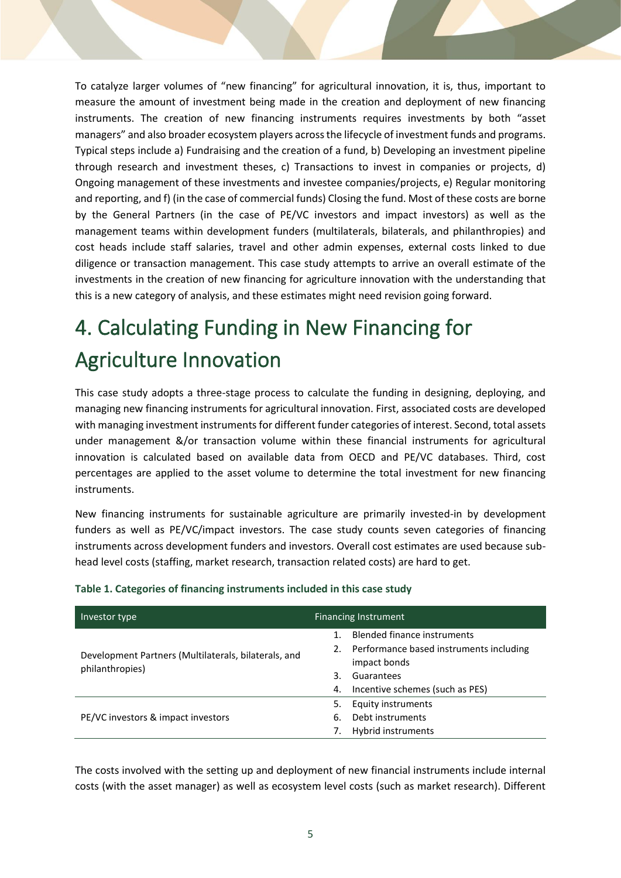To catalyze larger volumes of "new financing" for agricultural innovation, it is, thus, important to measure the amount of investment being made in the creation and deployment of new financing instruments. The creation of new financing instruments requires investments by both "asset managers" and also broader ecosystem players across the lifecycle of investment funds and programs. Typical steps include a) Fundraising and the creation of a fund, b) Developing an investment pipeline through research and investment theses, c) Transactions to invest in companies or projects, d) Ongoing management of these investments and investee companies/projects, e) Regular monitoring and reporting, and f) (in the case of commercial funds) Closing the fund. Most of these costs are borne by the General Partners (in the case of PE/VC investors and impact investors) as well as the management teams within development funders (multilaterals, bilaterals, and philanthropies) and cost heads include staff salaries, travel and other admin expenses, external costs linked to due diligence or transaction management. This case study attempts to arrive an overall estimate of the investments in the creation of new financing for agriculture innovation with the understanding that this is a new category of analysis, and these estimates might need revision going forward.

# 4. Calculating Funding in New Financing for Agriculture Innovation

This case study adopts a three-stage process to calculate the funding in designing, deploying, and managing new financing instruments for agricultural innovation. First, associated costs are developed with managing investment instruments for different funder categories of interest. Second, total assets under management &/or transaction volume within these financial instruments for agricultural innovation is calculated based on available data from OECD and PE/VC databases. Third, cost percentages are applied to the asset volume to determine the total investment for new financing instruments.

New financing instruments for sustainable agriculture are primarily invested-in by development funders as well as PE/VC/impact investors. The case study counts seven categories of financing instruments across development funders and investors. Overall cost estimates are used because sub-head level costs (staffing, market research, transaction related costs) are hard to get.

**Table 1. Categories of financing instruments included in this case study**

| Investor type | Financing Instrument |
|---|---|
| Development Partners (Multilaterals, bilaterals, and philanthropies) | 1. Blended finance instruments<br>2. Performance based instruments including impact bonds<br>3. Guarantees<br>4. Incentive schemes (such as PES) |
| PE/VC investors & impact investors | 5. Equity instruments<br>6. Debt instruments<br>7. Hybrid instruments |

The costs involved with the setting up and deployment of new financial instruments include internal costs (with the asset manager) as well as ecosystem level costs (such as market research). Different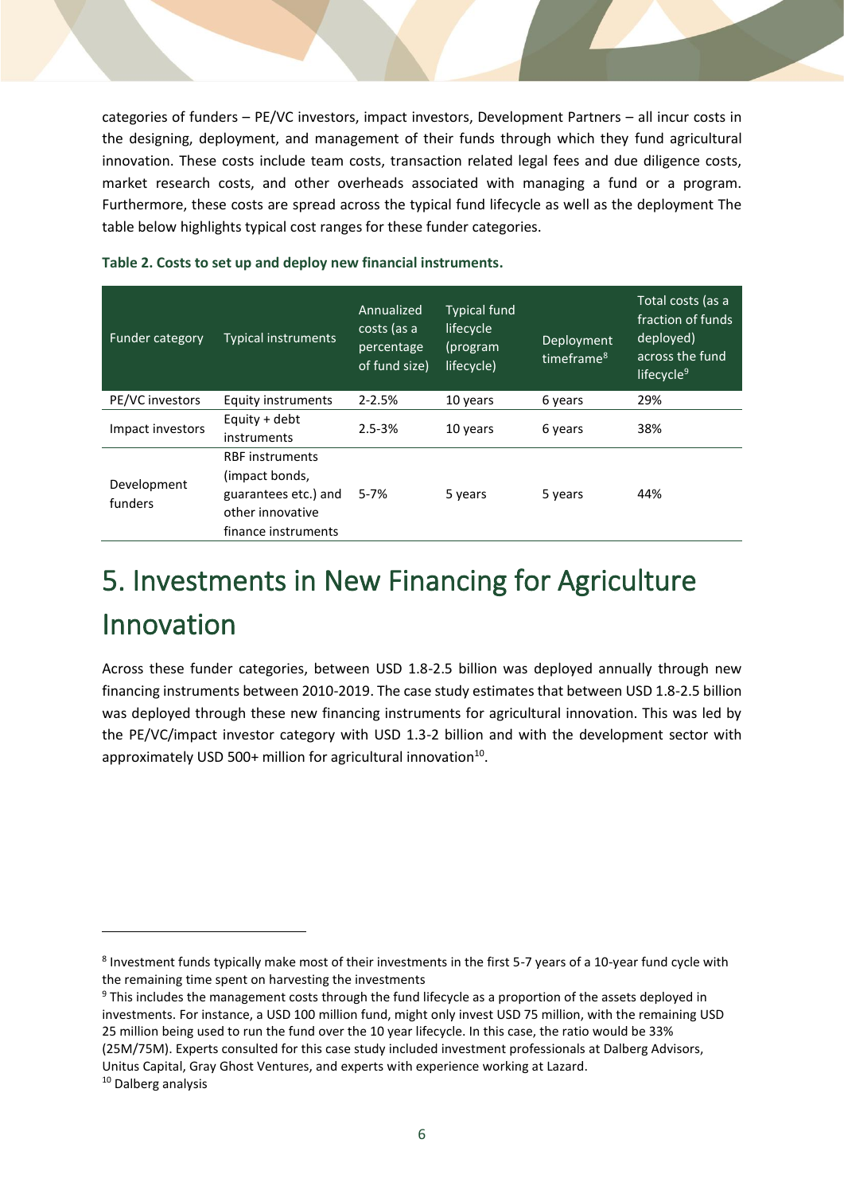categories of funders – PE/VC investors, impact investors, Development Partners – all incur costs in the designing, deployment, and management of their funds through which they fund agricultural innovation. These costs include team costs, transaction related legal fees and due diligence costs, market research costs, and other overheads associated with managing a fund or a program. Furthermore, these costs are spread across the typical fund lifecycle as well as the deployment The table below highlights typical cost ranges for these funder categories.

**Table 2. Costs to set up and deploy new financial instruments.**

| Funder category | Typical instruments | Annualized costs (as a percentage of fund size) | Typical fund lifecycle (program lifecycle) | Deployment timeframe[8] | Total costs (as a fraction of funds deployed) across the fund lifecycle[9] |
|---|---|---|---|---|---|
| PE/VC investors | Equity instruments | 2-2.5% | 10 years | 6 years | 29% |
| Impact investors | Equity + debt instruments | 2.5-3% | 10 years | 6 years | 38% |
| Development funders | RBF instruments (impact bonds, guarantees etc.) and other innovative finance instruments | 5-7% | 5 years | 5 years | 44% |

# 5. Investments in New Financing for Agriculture Innovation

Across these funder categories, between USD 1.8-2.5 billion was deployed annually through new financing instruments between 2010-2019. The case study estimates that between USD 1.8-2.5 billion was deployed through these new financing instruments for agricultural innovation. This was led by the PE/VC/impact investor category with USD 1.3-2 billion and with the development sector with approximately USD 500+ million for agricultural innovation[10].

---

[8] Investment funds typically make most of their investments in the first 5-7 years of a 10-year fund cycle with the remaining time spent on harvesting the investments

[9] This includes the management costs through the fund lifecycle as a proportion of the assets deployed in investments. For instance, a USD 100 million fund, might only invest USD 75 million, with the remaining USD 25 million being used to run the fund over the 10 year lifecycle. In this case, the ratio would be 33% (25M/75M). Experts consulted for this case study included investment professionals at Dalberg Advisors, Unitus Capital, Gray Ghost Ventures, and experts with experience working at Lazard.

[10] Dalberg analysis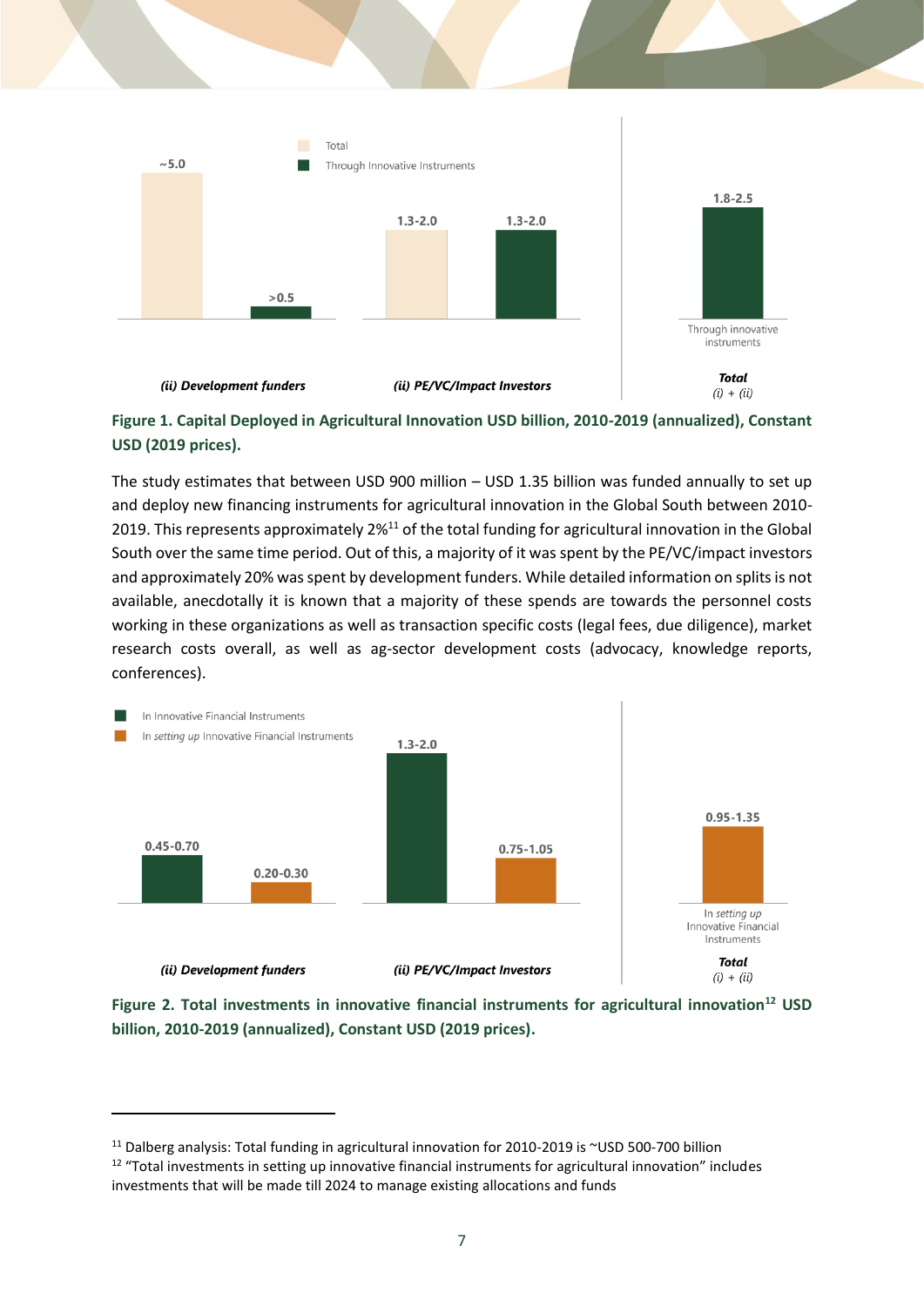**Figure 1. Capital Deployed in Agricultural Innovation USD billion, 2010-2019 (annualized), Constant USD (2019 prices).**

The study estimates that between USD 900 million – USD 1.35 billion was funded annually to set up and deploy new financing instruments for agricultural innovation in the Global South between 2010-2019. This represents approximately 2%[11] of the total funding for agricultural innovation in the Global South over the same time period. Out of this, a majority of it was spent by the PE/VC/impact investors and approximately 20% was spent by development funders. While detailed information on splits is not available, anecdotally it is known that a majority of these spends are towards the personnel costs working in these organizations as well as transaction specific costs (legal fees, due diligence), market research costs overall, as well as ag-sector development costs (advocacy, knowledge reports, conferences).

**Figure 2. Total investments in innovative financial instruments for agricultural innovation[12] USD billion, 2010-2019 (annualized), Constant USD (2019 prices).**

---

[11] Dalberg analysis: Total funding in agricultural innovation for 2010-2019 is ~USD 500-700 billion

[12] "Total investments in setting up innovative financial instruments for agricultural innovation" includes investments that will be made till 2024 to manage existing allocations and funds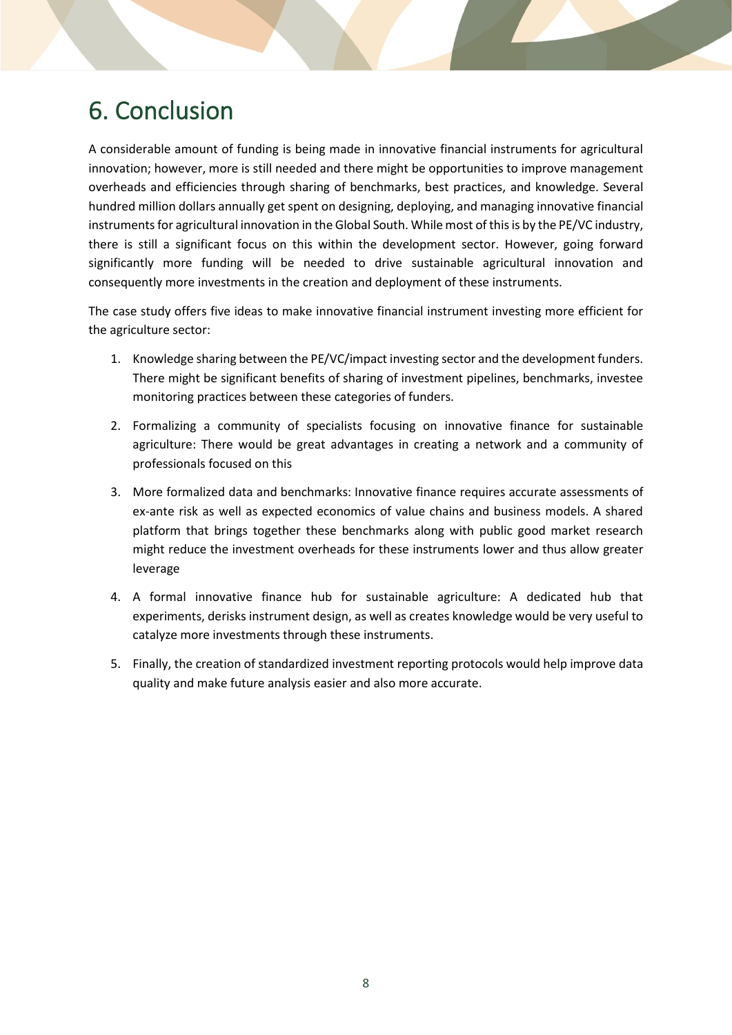# 6. Conclusion

A considerable amount of funding is being made in innovative financial instruments for agricultural innovation; however, more is still needed and there might be opportunities to improve management overheads and efficiencies through sharing of benchmarks, best practices, and knowledge. Several hundred million dollars annually get spent on designing, deploying, and managing innovative financial instruments for agricultural innovation in the Global South. While most of this is by the PE/VC industry, there is still a significant focus on this within the development sector. However, going forward significantly more funding will be needed to drive sustainable agricultural innovation and consequently more investments in the creation and deployment of these instruments.

The case study offers five ideas to make innovative financial instrument investing more efficient for the agriculture sector:

1. Knowledge sharing between the PE/VC/impact investing sector and the development funders. There might be significant benefits of sharing of investment pipelines, benchmarks, investee monitoring practices between these categories of funders.
2. Formalizing a community of specialists focusing on innovative finance for sustainable agriculture: There would be great advantages in creating a network and a community of professionals focused on this
3. More formalized data and benchmarks: Innovative finance requires accurate assessments of ex-ante risk as well as expected economics of value chains and business models. A shared platform that brings together these benchmarks along with public good market research might reduce the investment overheads for these instruments lower and thus allow greater leverage
4. A formal innovative finance hub for sustainable agriculture: A dedicated hub that experiments, derisks instrument design, as well as creates knowledge would be very useful to catalyze more investments through these instruments.
5. Finally, the creation of standardized investment reporting protocols would help improve data quality and make future analysis easier and also more accurate.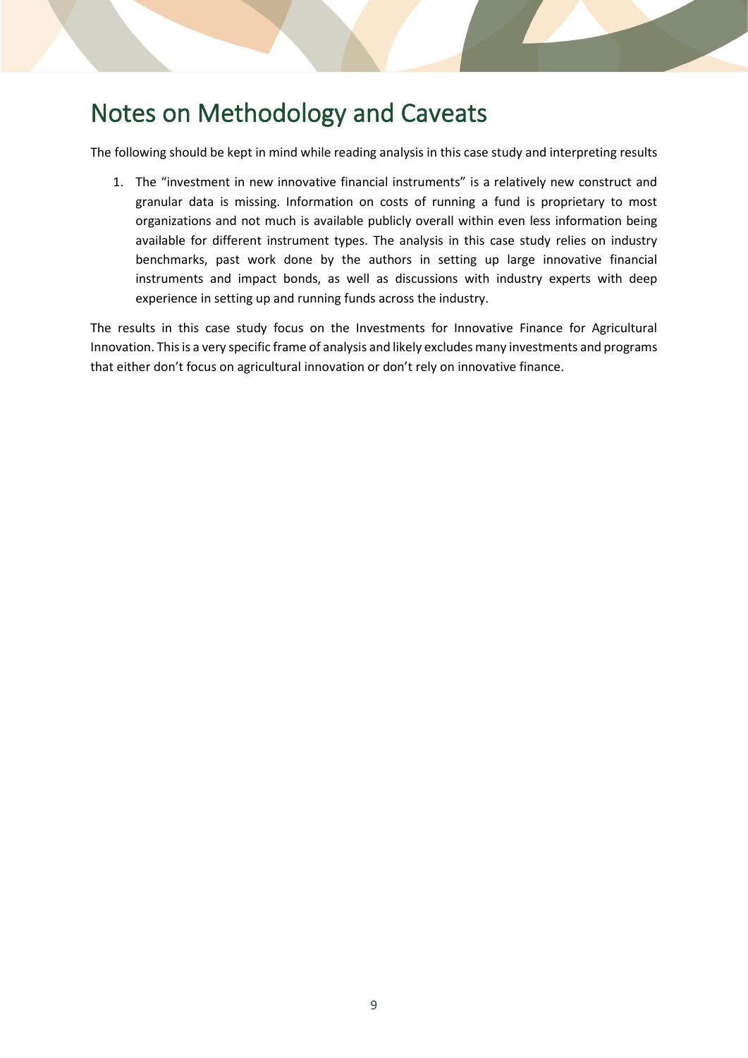# Notes on Methodology and Caveats

The following should be kept in mind while reading analysis in this case study and interpreting results

1. The "investment in new innovative financial instruments" is a relatively new construct and granular data is missing. Information on costs of running a fund is proprietary to most organizations and not much is available publicly overall within even less information being available for different instrument types. The analysis in this case study relies on industry benchmarks, past work done by the authors in setting up large innovative financial instruments and impact bonds, as well as discussions with industry experts with deep experience in setting up and running funds across the industry.

The results in this case study focus on the Investments for Innovative Finance for Agricultural Innovation. This is a very specific frame of analysis and likely excludes many investments and programs that either don't focus on agricultural innovation or don't rely on innovative finance.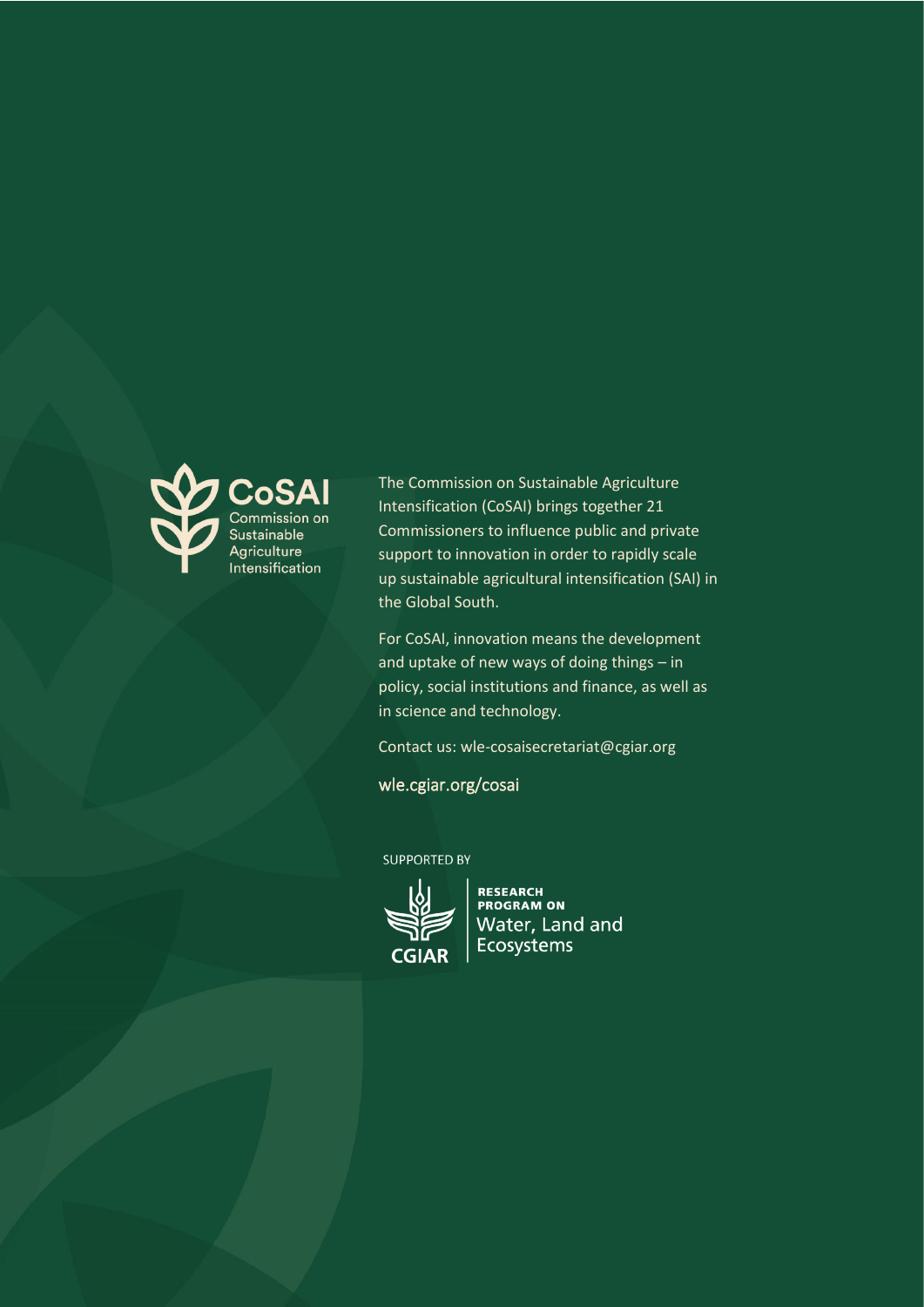CoSAI
Commission on Sustainable Agriculture Intensification

The Commission on Sustainable Agriculture Intensification (CoSAI) brings together 21 Commissioners to influence public and private support to innovation in order to rapidly scale up sustainable agricultural intensification (SAI) in the Global South.

For CoSAI, innovation means the development and uptake of new ways of doing things – in policy, social institutions and finance, as well as in science and technology.

Contact us: wle-cosaisecretariat@cgiar.org

wle.cgiar.org/cosai

SUPPORTED BY

CGIAR

RESEARCH PROGRAM ON
Water, Land and Ecosystems